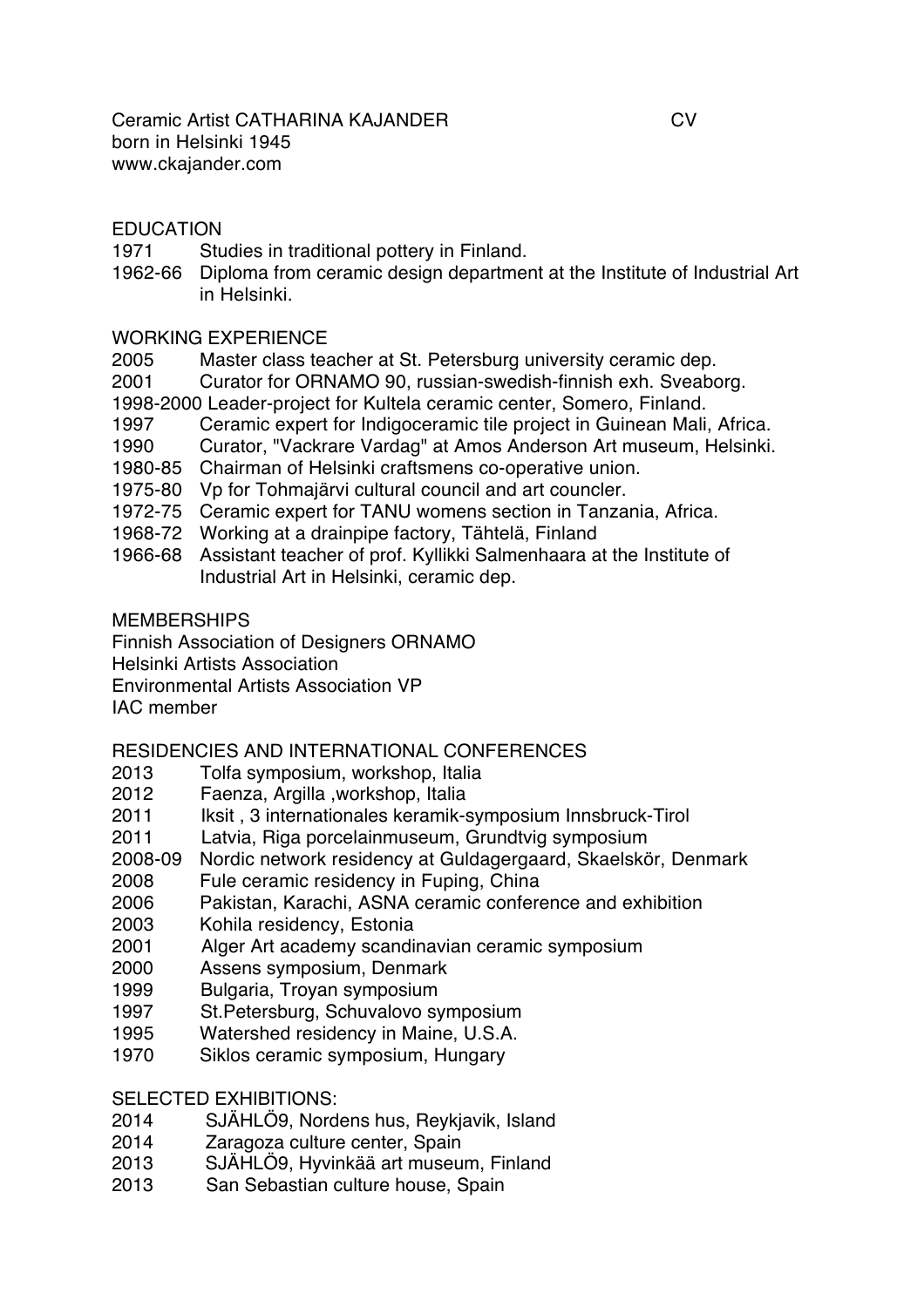Ceramic Artist CATHARINA KAJANDER CV
born in Helsinki 1945
www.ckajander.com

## EDUCATION

1971 Studies in traditional pottery in Finland.
1962-66 Diploma from ceramic design department at the Institute of Industrial Art in Helsinki.

## WORKING EXPERIENCE

2005 Master class teacher at St. Petersburg university ceramic dep.
2001 Curator for ORNAMO 90, russian-swedish-finnish exh. Sveaborg.
1998-2000 Leader-project for Kultela ceramic center, Somero, Finland.
1997 Ceramic expert for Indigoceramic tile project in Guinean Mali, Africa.
1990 Curator, "Vackrare Vardag" at Amos Anderson Art museum, Helsinki.
1980-85 Chairman of Helsinki craftsmens co-operative union.
1975-80 Vp for Tohmajärvi cultural council and art councler.
1972-75 Ceramic expert for TANU womens section in Tanzania, Africa.
1968-72 Working at a drainpipe factory, Tähtelä, Finland
1966-68 Assistant teacher of prof. Kyllikki Salmenhaara at the Institute of Industrial Art in Helsinki, ceramic dep.

## MEMBERSHIPS

Finnish Association of Designers ORNAMO
Helsinki Artists Association
Environmental Artists Association VP
IAC member

## RESIDENCIES AND INTERNATIONAL CONFERENCES

2013 Tolfa symposium, workshop, Italia
2012 Faenza, Argilla ,workshop, Italia
2011 Iksit , 3 internationales keramik-symposium Innsbruck-Tirol
2011 Latvia, Riga porcelainmuseum, Grundtvig symposium
2008-09 Nordic network residency at Guldagergaard, Skaelskör, Denmark
2008 Fule ceramic residency in Fuping, China
2006 Pakistan, Karachi, ASNA ceramic conference and exhibition
2003 Kohila residency, Estonia
2001 Alger Art academy scandinavian ceramic symposium
2000 Assens symposium, Denmark
1999 Bulgaria, Troyan symposium
1997 St.Petersburg, Schuvalovo symposium
1995 Watershed residency in Maine, U.S.A.
1970 Siklos ceramic symposium, Hungary

## SELECTED EXHIBITIONS:

2014 SJÄHLÖ9, Nordens hus, Reykjavik, Island
2014 Zaragoza culture center, Spain
2013 SJÄHLÖ9, Hyvinkää art museum, Finland
2013 San Sebastian culture house, Spain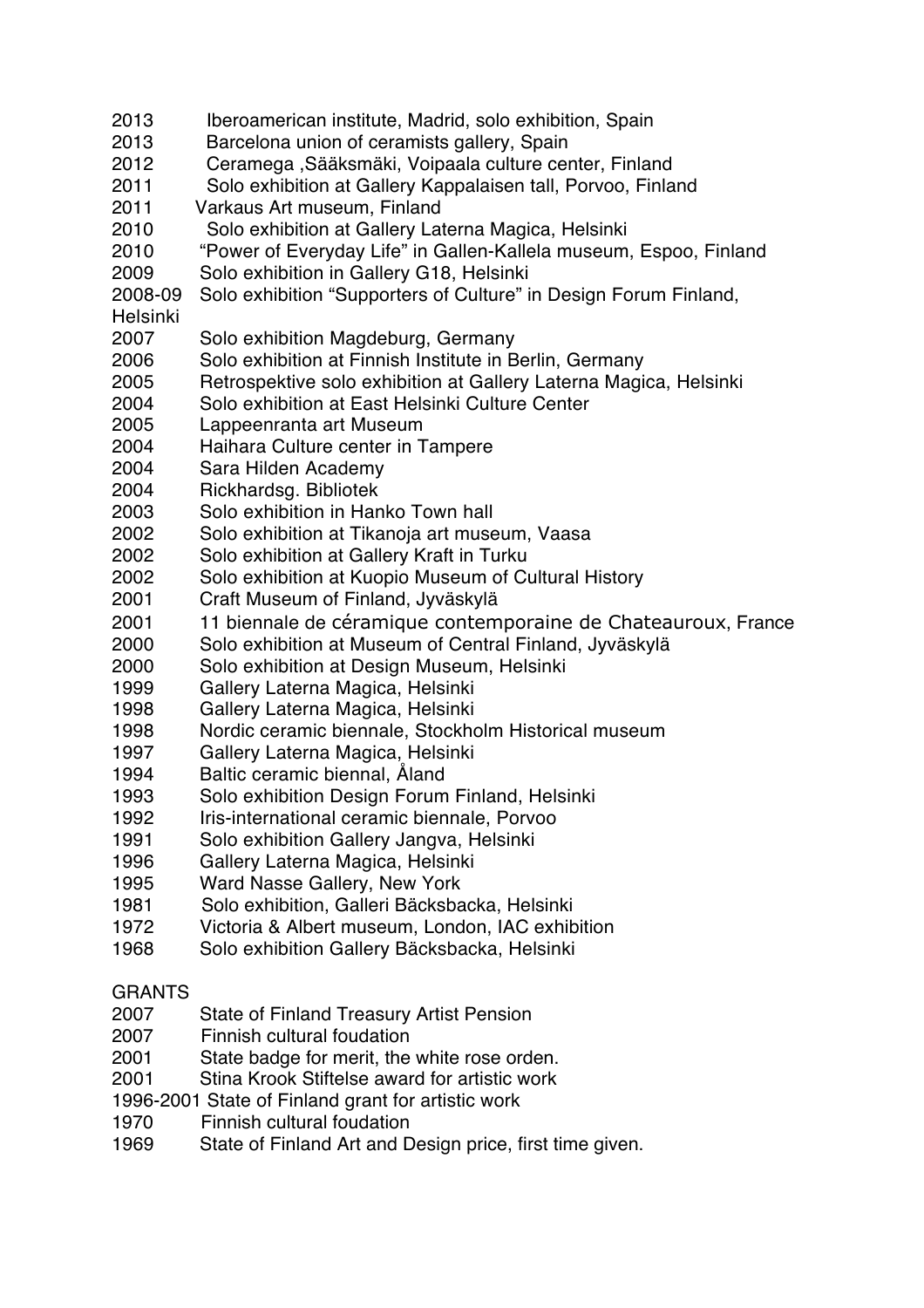2013 Iberoamerican institute, Madrid, solo exhibition, Spain
2013 Barcelona union of ceramists gallery, Spain
2012 Ceramega ,Sääksmäki, Voipaala culture center, Finland
2011 Solo exhibition at Gallery Kappalaisen tall, Porvoo, Finland
2011 Varkaus Art museum, Finland
2010 Solo exhibition at Gallery Laterna Magica, Helsinki
2010 "Power of Everyday Life" in Gallen-Kallela museum, Espoo, Finland
2009 Solo exhibition in Gallery G18, Helsinki
2008-09 Solo exhibition "Supporters of Culture" in Design Forum Finland, Helsinki
2007 Solo exhibition Magdeburg, Germany
2006 Solo exhibition at Finnish Institute in Berlin, Germany
2005 Retrospektive solo exhibition at Gallery Laterna Magica, Helsinki
2004 Solo exhibition at East Helsinki Culture Center
2005 Lappeenranta art Museum
2004 Haihara Culture center in Tampere
2004 Sara Hilden Academy
2004 Rickhardsg. Bibliotek
2003 Solo exhibition in Hanko Town hall
2002 Solo exhibition at Tikanoja art museum, Vaasa
2002 Solo exhibition at Gallery Kraft in Turku
2002 Solo exhibition at Kuopio Museum of Cultural History
2001 Craft Museum of Finland, Jyväskylä
2001 11 biennale de céramique contemporaine de Chateauroux, France
2000 Solo exhibition at Museum of Central Finland, Jyväskylä
2000 Solo exhibition at Design Museum, Helsinki
1999 Gallery Laterna Magica, Helsinki
1998 Gallery Laterna Magica, Helsinki
1998 Nordic ceramic biennale, Stockholm Historical museum
1997 Gallery Laterna Magica, Helsinki
1994 Baltic ceramic biennal, Åland
1993 Solo exhibition Design Forum Finland, Helsinki
1992 Iris-international ceramic biennale, Porvoo
1991 Solo exhibition Gallery Jangva, Helsinki
1996 Gallery Laterna Magica, Helsinki
1995 Ward Nasse Gallery, New York
1981 Solo exhibition, Galleri Bäcksbacka, Helsinki
1972 Victoria & Albert museum, London, IAC exhibition
1968 Solo exhibition Gallery Bäcksbacka, Helsinki

GRANTS

2007 State of Finland Treasury Artist Pension
2007 Finnish cultural foudation
2001 State badge for merit, the white rose orden.
2001 Stina Krook Stiftelse award for artistic work
1996-2001 State of Finland grant for artistic work
1970 Finnish cultural foudation
1969 State of Finland Art and Design price, first time given.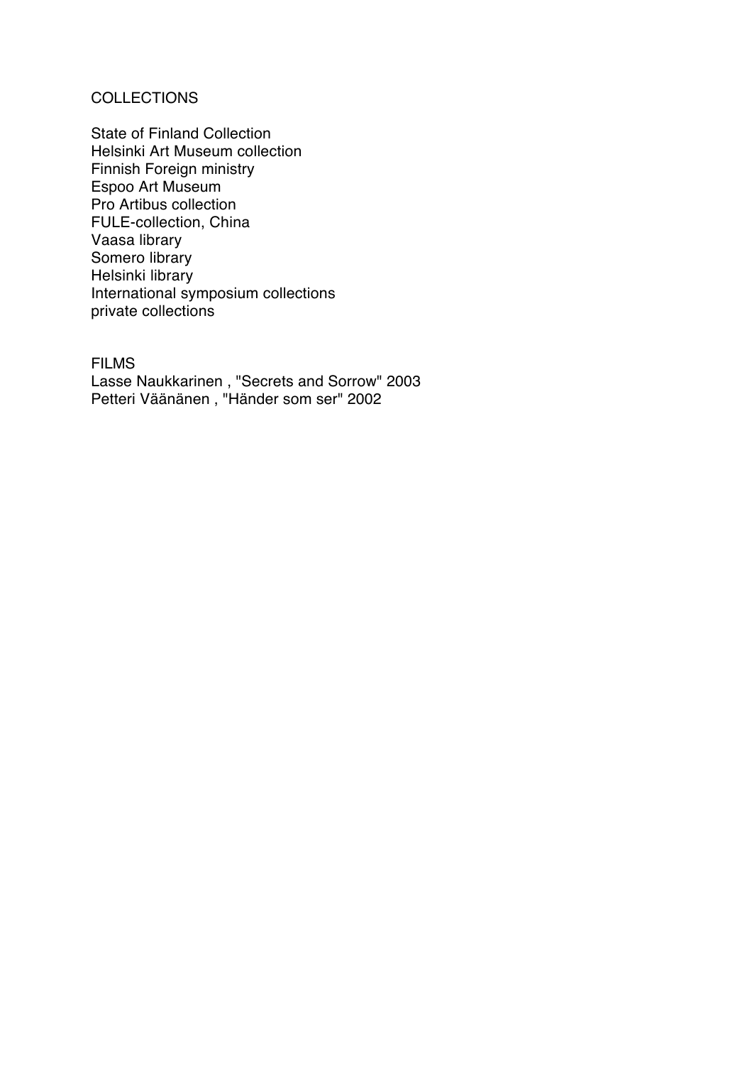## COLLECTIONS

State of Finland Collection
Helsinki Art Museum collection
Finnish Foreign ministry
Espoo Art Museum
Pro Artibus collection
FULE-collection, China
Vaasa library
Somero library
Helsinki library
International symposium collections
private collections

## FILMS

Lasse Naukkarinen , "Secrets and Sorrow" 2003
Petteri Väänänen , "Händer som ser" 2002